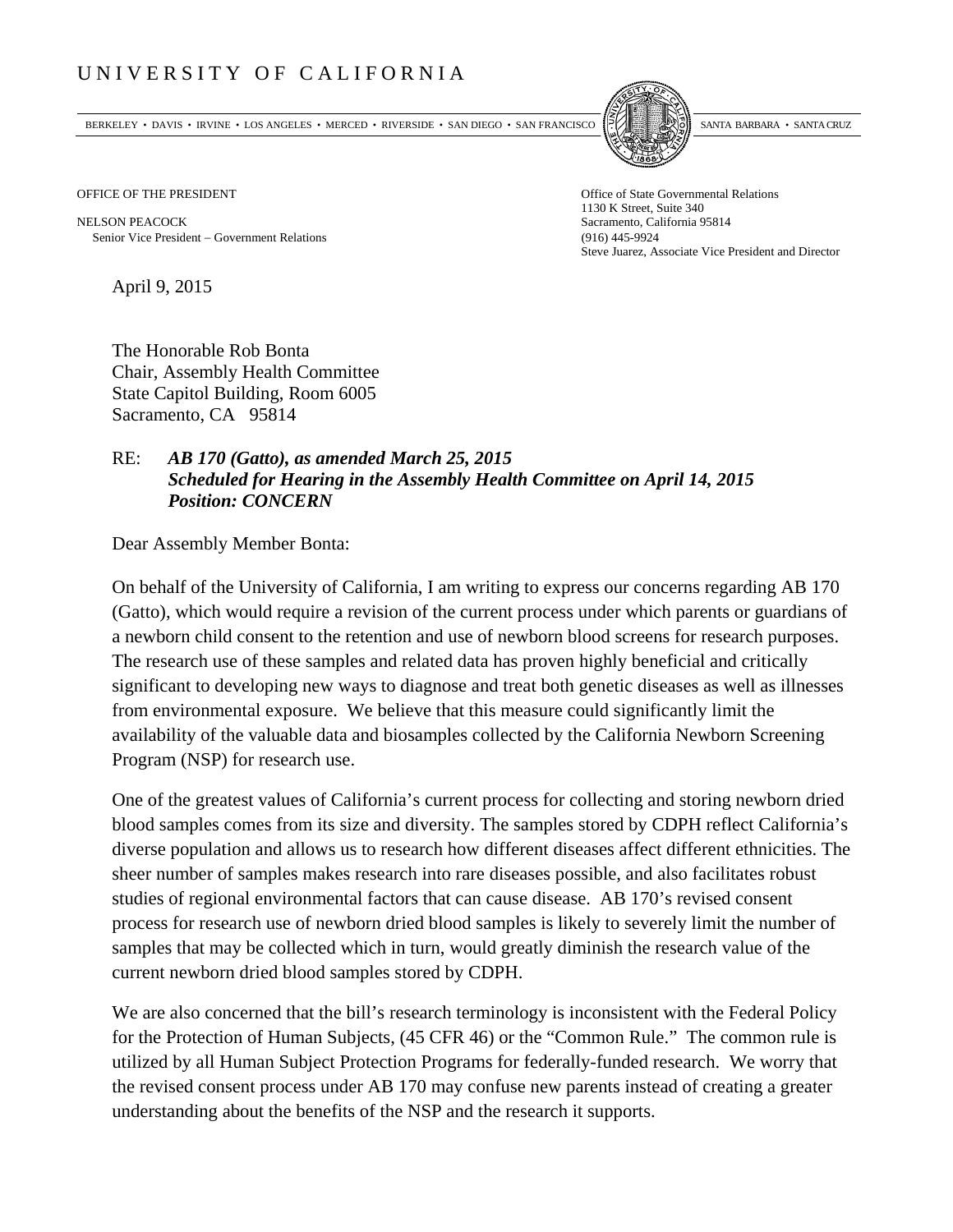UNIVERSITY OF CALIFORNIA

BERKELEY • DAVIS • IRVINE • LOS ANGELES • MERCED • RIVERSIDE • SAN DIEGO • SAN FRANCISCO SANTA BARBARA • SANTA CRUZ

OFFICE OF THE PRESIDENT

NELSON PEACOCK
Senior Vice President – Government Relations

Office of State Governmental Relations
1130 K Street, Suite 340
Sacramento, California 95814
(916) 445-9924
Steve Juarez, Associate Vice President and Director

April 9, 2015

The Honorable Rob Bonta
Chair, Assembly Health Committee
State Capitol Building, Room 6005
Sacramento, CA 95814

RE: ***AB 170 (Gatto), as amended March 25, 2015***
***Scheduled for Hearing in the Assembly Health Committee on April 14, 2015***
***Position: CONCERN***

Dear Assembly Member Bonta:

On behalf of the University of California, I am writing to express our concerns regarding AB 170 (Gatto), which would require a revision of the current process under which parents or guardians of a newborn child consent to the retention and use of newborn blood screens for research purposes. The research use of these samples and related data has proven highly beneficial and critically significant to developing new ways to diagnose and treat both genetic diseases as well as illnesses from environmental exposure. We believe that this measure could significantly limit the availability of the valuable data and biosamples collected by the California Newborn Screening Program (NSP) for research use.

One of the greatest values of California's current process for collecting and storing newborn dried blood samples comes from its size and diversity. The samples stored by CDPH reflect California's diverse population and allows us to research how different diseases affect different ethnicities. The sheer number of samples makes research into rare diseases possible, and also facilitates robust studies of regional environmental factors that can cause disease. AB 170's revised consent process for research use of newborn dried blood samples is likely to severely limit the number of samples that may be collected which in turn, would greatly diminish the research value of the current newborn dried blood samples stored by CDPH.

We are also concerned that the bill's research terminology is inconsistent with the Federal Policy for the Protection of Human Subjects, (45 CFR 46) or the "Common Rule." The common rule is utilized by all Human Subject Protection Programs for federally-funded research. We worry that the revised consent process under AB 170 may confuse new parents instead of creating a greater understanding about the benefits of the NSP and the research it supports.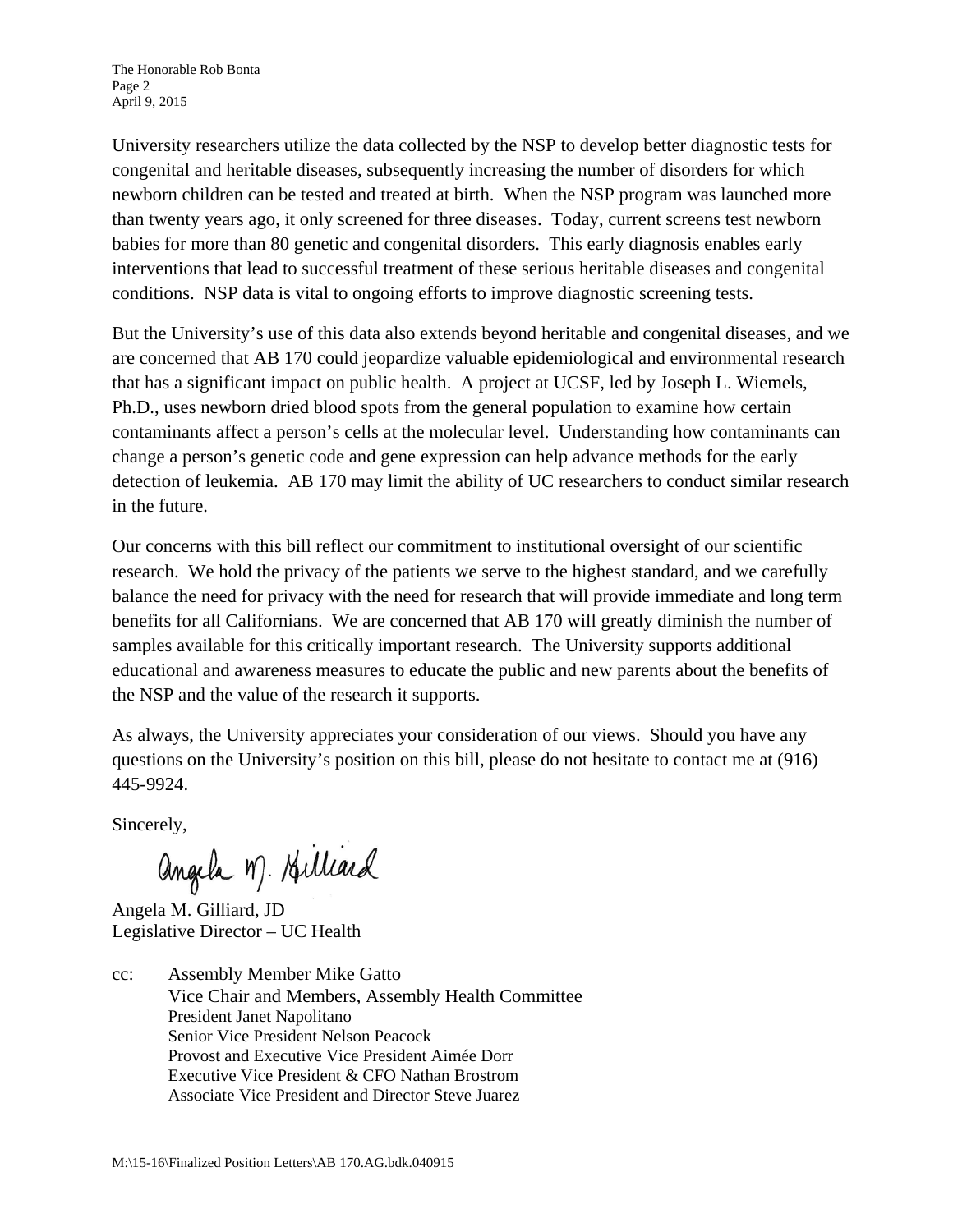University researchers utilize the data collected by the NSP to develop better diagnostic tests for congenital and heritable diseases, subsequently increasing the number of disorders for which newborn children can be tested and treated at birth. When the NSP program was launched more than twenty years ago, it only screened for three diseases. Today, current screens test newborn babies for more than 80 genetic and congenital disorders. This early diagnosis enables early interventions that lead to successful treatment of these serious heritable diseases and congenital conditions. NSP data is vital to ongoing efforts to improve diagnostic screening tests.

But the University's use of this data also extends beyond heritable and congenital diseases, and we are concerned that AB 170 could jeopardize valuable epidemiological and environmental research that has a significant impact on public health. A project at UCSF, led by Joseph L. Wiemels, Ph.D., uses newborn dried blood spots from the general population to examine how certain contaminants affect a person's cells at the molecular level. Understanding how contaminants can change a person's genetic code and gene expression can help advance methods for the early detection of leukemia. AB 170 may limit the ability of UC researchers to conduct similar research in the future.

Our concerns with this bill reflect our commitment to institutional oversight of our scientific research. We hold the privacy of the patients we serve to the highest standard, and we carefully balance the need for privacy with the need for research that will provide immediate and long term benefits for all Californians. We are concerned that AB 170 will greatly diminish the number of samples available for this critically important research. The University supports additional educational and awareness measures to educate the public and new parents about the benefits of the NSP and the value of the research it supports.

As always, the University appreciates your consideration of our views. Should you have any questions on the University's position on this bill, please do not hesitate to contact me at (916) 445-9924.

Sincerely,

Angela M. Gilliard

Angela M. Gilliard, JD
Legislative Director – UC Health

cc: Assembly Member Mike Gatto
Vice Chair and Members, Assembly Health Committee
President Janet Napolitano
Senior Vice President Nelson Peacock
Provost and Executive Vice President Aimée Dorr
Executive Vice President & CFO Nathan Brostrom
Associate Vice President and Director Steve Juarez

M:\15-16\Finalized Position Letters\AB 170.AG.bdk.040915